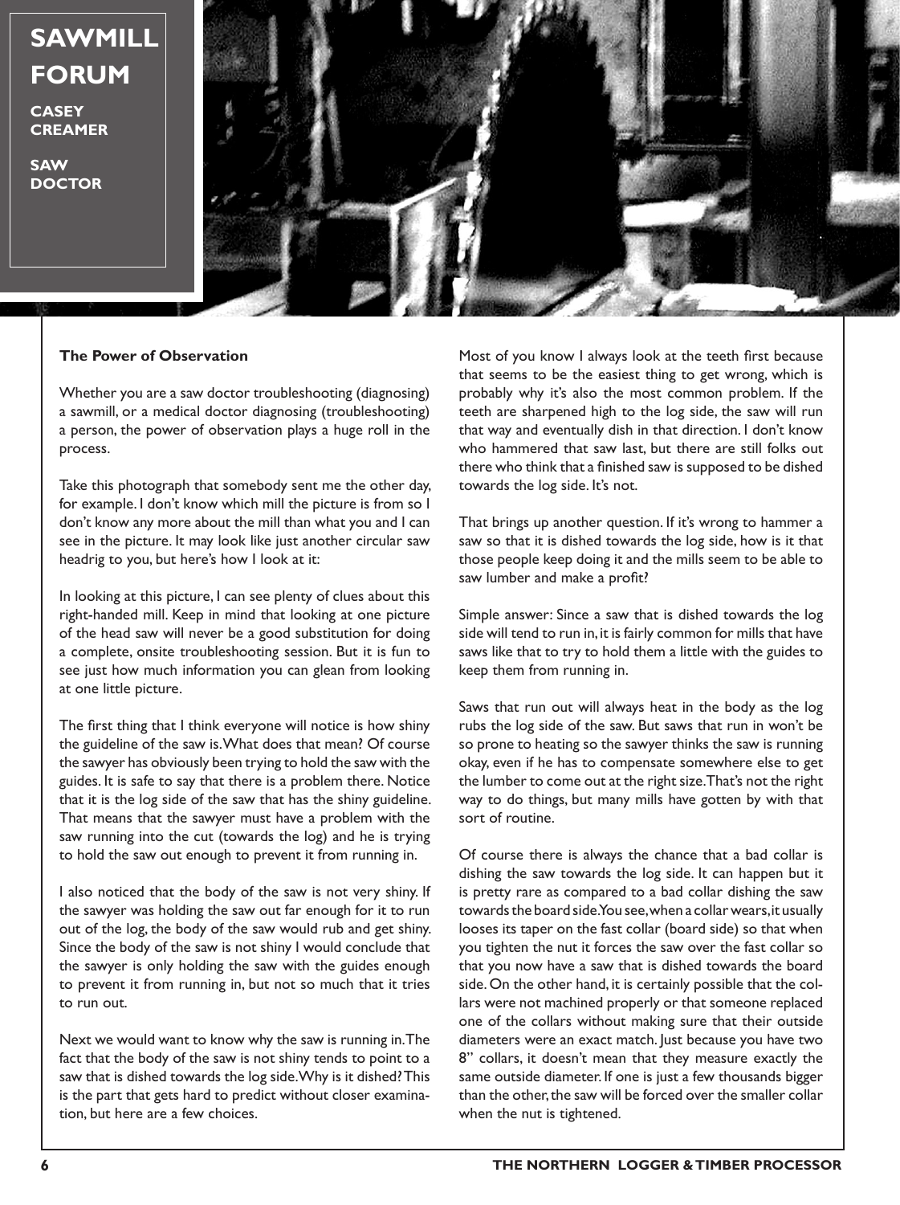# SAWMILL FORUM

**CASEY CREAMER**

**SAW DOCTOR**

**The Power of Observation**

Whether you are a saw doctor troubleshooting (diagnosing) a sawmill, or a medical doctor diagnosing (troubleshooting) a person, the power of observation plays a huge roll in the process.

Take this photograph that somebody sent me the other day, for example. I don't know which mill the picture is from so I don't know any more about the mill than what you and I can see in the picture. It may look like just another circular saw headrig to you, but here's how I look at it:

In looking at this picture, I can see plenty of clues about this right-handed mill. Keep in mind that looking at one picture of the head saw will never be a good substitution for doing a complete, onsite troubleshooting session. But it is fun to see just how much information you can glean from looking at one little picture.

The first thing that I think everyone will notice is how shiny the guideline of the saw is. What does that mean? Of course the sawyer has obviously been trying to hold the saw with the guides. It is safe to say that there is a problem there. Notice that it is the log side of the saw that has the shiny guideline. That means that the sawyer must have a problem with the saw running into the cut (towards the log) and he is trying to hold the saw out enough to prevent it from running in.

I also noticed that the body of the saw is not very shiny. If the sawyer was holding the saw out far enough for it to run out of the log, the body of the saw would rub and get shiny. Since the body of the saw is not shiny I would conclude that the sawyer is only holding the saw with the guides enough to prevent it from running in, but not so much that it tries to run out.

Next we would want to know why the saw is running in. The fact that the body of the saw is not shiny tends to point to a saw that is dished towards the log side. Why is it dished? This is the part that gets hard to predict without closer examination, but here are a few choices.

Most of you know I always look at the teeth first because that seems to be the easiest thing to get wrong, which is probably why it's also the most common problem. If the teeth are sharpened high to the log side, the saw will run that way and eventually dish in that direction. I don't know who hammered that saw last, but there are still folks out there who think that a finished saw is supposed to be dished towards the log side. It's not.

That brings up another question. If it's wrong to hammer a saw so that it is dished towards the log side, how is it that those people keep doing it and the mills seem to be able to saw lumber and make a profit?

Simple answer: Since a saw that is dished towards the log side will tend to run in, it is fairly common for mills that have saws like that to try to hold them a little with the guides to keep them from running in.

Saws that run out will always heat in the body as the log rubs the log side of the saw. But saws that run in won't be so prone to heating so the sawyer thinks the saw is running okay, even if he has to compensate somewhere else to get the lumber to come out at the right size. That's not the right way to do things, but many mills have gotten by with that sort of routine.

Of course there is always the chance that a bad collar is dishing the saw towards the log side. It can happen but it is pretty rare as compared to a bad collar dishing the saw towards the board side. You see, when a collar wears, it usually looses its taper on the fast collar (board side) so that when you tighten the nut it forces the saw over the fast collar so that you now have a saw that is dished towards the board side. On the other hand, it is certainly possible that the collars were not machined properly or that someone replaced one of the collars without making sure that their outside diameters were an exact match. Just because you have two 8" collars, it doesn't mean that they measure exactly the same outside diameter. If one is just a few thousands bigger than the other, the saw will be forced over the smaller collar when the nut is tightened.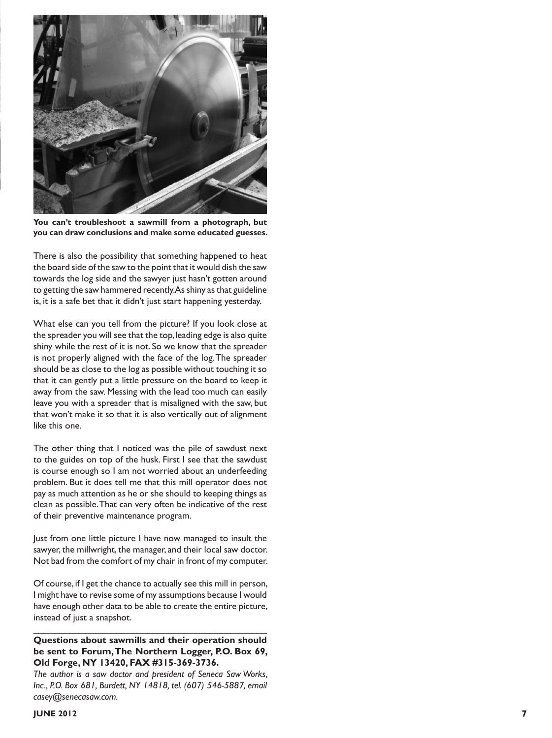**You can't troubleshoot a sawmill from a photograph, but you can draw conclusions and make some educated guesses.**

There is also the possibility that something happened to heat the board side of the saw to the point that it would dish the saw towards the log side and the sawyer just hasn't gotten around to getting the saw hammered recently. As shiny as that guideline is, it is a safe bet that it didn't just start happening yesterday.

What else can you tell from the picture? If you look close at the spreader you will see that the top, leading edge is also quite shiny while the rest of it is not. So we know that the spreader is not properly aligned with the face of the log. The spreader should be as close to the log as possible without touching it so that it can gently put a little pressure on the board to keep it away from the saw. Messing with the lead too much can easily leave you with a spreader that is misaligned with the saw, but that won't make it so that it is also vertically out of alignment like this one.

The other thing that I noticed was the pile of sawdust next to the guides on top of the husk. First I see that the sawdust is course enough so I am not worried about an underfeeding problem. But it does tell me that this mill operator does not pay as much attention as he or she should to keeping things as clean as possible. That can very often be indicative of the rest of their preventive maintenance program.

Just from one little picture I have now managed to insult the sawyer, the millwright, the manager, and their local saw doctor. Not bad from the comfort of my chair in front of my computer.

Of course, if I get the chance to actually see this mill in person, I might have to revise some of my assumptions because I would have enough other data to be able to create the entire picture, instead of just a snapshot.

---

**Questions about sawmills and their operation should be sent to Forum, The Northern Logger, P.O. Box 69, Old Forge, NY 13420, FAX #315-369-3736.**

*The author is a saw doctor and president of Seneca Saw Works, Inc., P.O. Box 681, Burdett, NY 14818, tel. (607) 546-5887, email casey@senecasaw.com.*